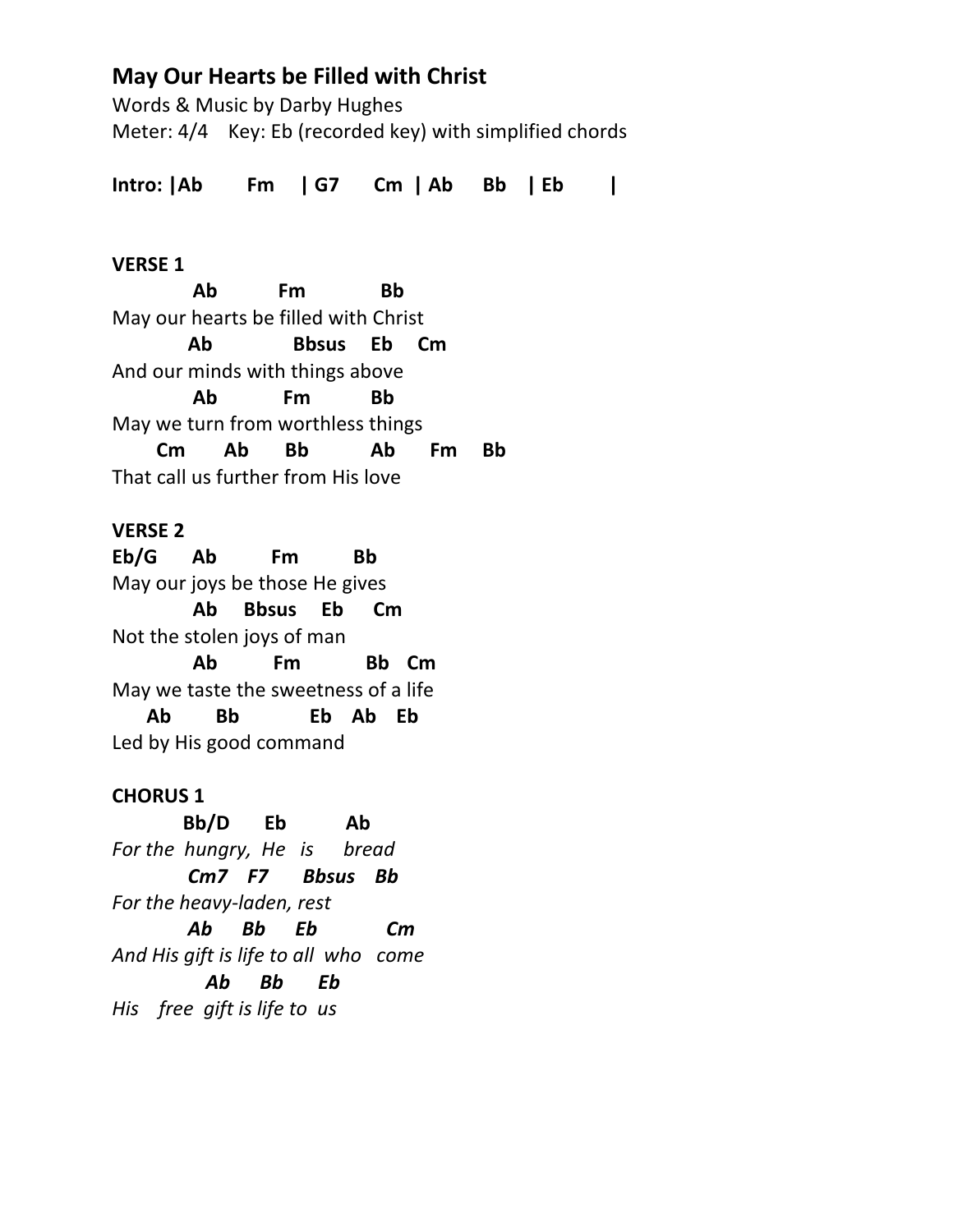# May Our Hearts be Filled with Christ

Words & Music by Darby Hughes
Meter: 4/4    Key: Eb (recorded key) with simplified chords

**Intro: |Ab        Fm     | G7      Cm  | Ab     Bb    | Eb        |**

**VERSE 1**

```
          Ab          Fm            Bb
May our hearts be filled with Christ
         Ab             Bbsus    Eb    Cm
And our minds with things above
          Ab           Fm          Bb
May we turn from worthless things
     Cm       Ab      Bb          Ab      Fm     Bb
That call us further from His love
```

**VERSE 2**

```
Eb/G      Ab         Fm         Bb
May our joys be those He gives
          Ab    Bbsus    Eb     Cm
Not the stolen joys of man
          Ab         Fm          Bb   Cm
May we taste the sweetness of a life
    Ab        Bb           Eb   Ab   Eb
Led by His good command
```

**CHORUS 1**

```
        Bb/D      Eb          Ab
For the  hungry,  He   is     bread
         Cm7   F7      Bbsus   Bb
For the heavy-laden, rest
         Ab     Bb      Eb          Cm
And His gift is life to all  who   come
            Ab     Bb      Eb
His    free  gift is life to  us
```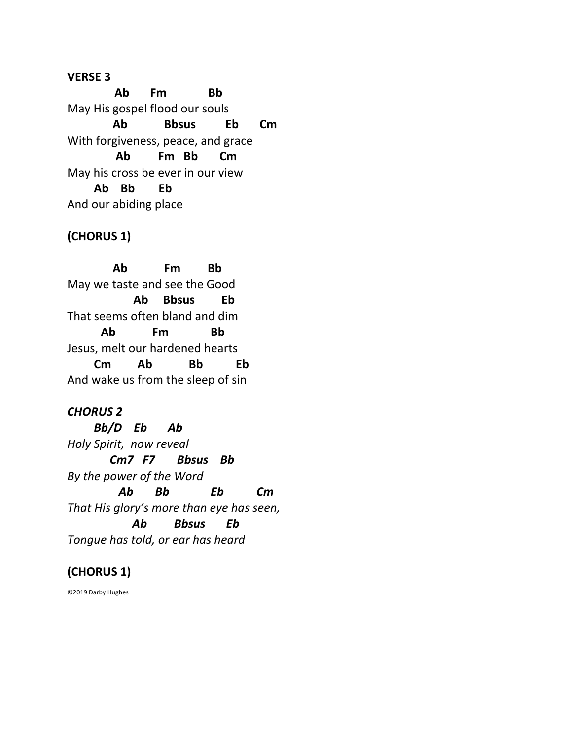**VERSE 3**

```
           Ab      Fm           Bb
May His gospel flood our souls
          Ab          Bbsus         Eb      Cm
With forgiveness, peace, and grace
           Ab        Fm  Bb      Cm
May his cross be ever in our view
      Ab   Bb      Eb
And our abiding place
```

**(CHORUS 1)**

```
          Ab          Fm       Bb
May we taste and see the Good
               Ab    Bbsus      Eb
That seems often bland and dim
       Ab          Fm           Bb
Jesus, melt our hardened hearts
      Cm       Ab          Bb        Eb
And wake us from the sleep of sin
```

***CHORUS 2***

```
      Bb/D   Eb     Ab
Holy Spirit,  now reveal
         Cm7  F7      Bbsus   Bb
By the power of the Word
            Ab      Bb          Eb        Cm
That His glory's more than eye has seen,
               Ab       Bbsus      Eb
Tongue has told, or ear has heard
```

**(CHORUS 1)**

©2019 Darby Hughes